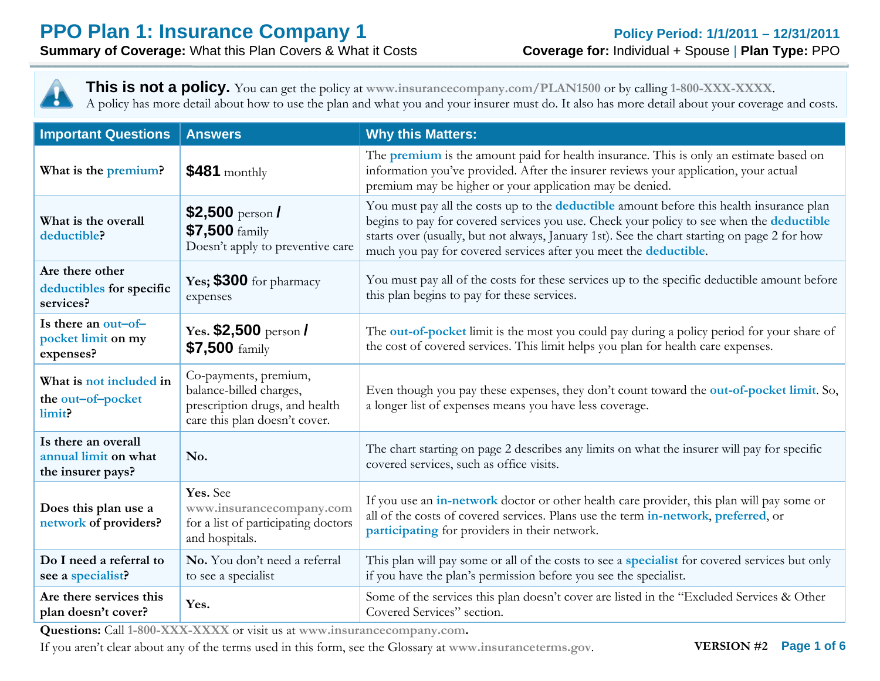# PPO Plan 1: Insurance Company 1

**Policy Period: 1/1/2011 – 12/31/2011**

**Summary of Coverage:** What this Plan Covers & What it Costs

**Coverage for:** Individual + Spouse | **Plan Type:** PPO

**This is not a policy.** You can get the policy at www.insurancecompany.com/PLAN1500 or by calling 1-800-XXX-XXXX.
A policy has more detail about how to use the plan and what you and your insurer must do. It also has more detail about your coverage and costs.

| Important Questions | Answers | Why this Matters: |
|---|---|---|
| What is the premium? | **$481** monthly | The **premium** is the amount paid for health insurance. This is only an estimate based on information you've provided. After the insurer reviews your application, your actual premium may be higher or your application may be denied. |
| What is the overall deductible? | **$2,500** person / **$7,500** family<br>Doesn't apply to preventive care | You must pay all the costs up to the **deductible** amount before this health insurance plan begins to pay for covered services you use. Check your policy to see when the **deductible** starts over (usually, but not always, January 1st). See the chart starting on page 2 for how much you pay for covered services after you meet the **deductible**. |
| Are there other deductibles for specific services? | **Yes; $300** for pharmacy expenses | You must pay all of the costs for these services up to the specific deductible amount before this plan begins to pay for these services. |
| Is there an out–of–pocket limit on my expenses? | **Yes. $2,500** person / **$7,500** family | The **out-of-pocket** limit is the most you could pay during a policy period for your share of the cost of covered services. This limit helps you plan for health care expenses. |
| What is not included in the out–of–pocket limit? | Co-payments, premium, balance-billed charges, prescription drugs, and health care this plan doesn't cover. | Even though you pay these expenses, they don't count toward the **out-of-pocket limit**. So, a longer list of expenses means you have less coverage. |
| Is there an overall annual limit on what the insurer pays? | **No.** | The chart starting on page 2 describes any limits on what the insurer will pay for specific covered services, such as office visits. |
| Does this plan use a network of providers? | **Yes.** See www.insurancecompany.com for a list of participating doctors and hospitals. | If you use an **in-network** doctor or other health care provider, this plan will pay some or all of the costs of covered services. Plans use the term **in-network**, **preferred**, or **participating** for providers in their network. |
| Do I need a referral to see a specialist? | **No.** You don't need a referral to see a specialist | This plan will pay some or all of the costs to see a **specialist** for covered services but only if you have the plan's permission before you see the specialist. |
| Are there services this plan doesn't cover? | **Yes.** | Some of the services this plan doesn't cover are listed in the "Excluded Services & Other Covered Services" section. |

**Questions:** Call 1-800-XXX-XXXX or visit us at **www.insurancecompany.com.**

If you aren't clear about any of the terms used in this form, see the Glossary at www.insuranceterms.gov.

VERSION #2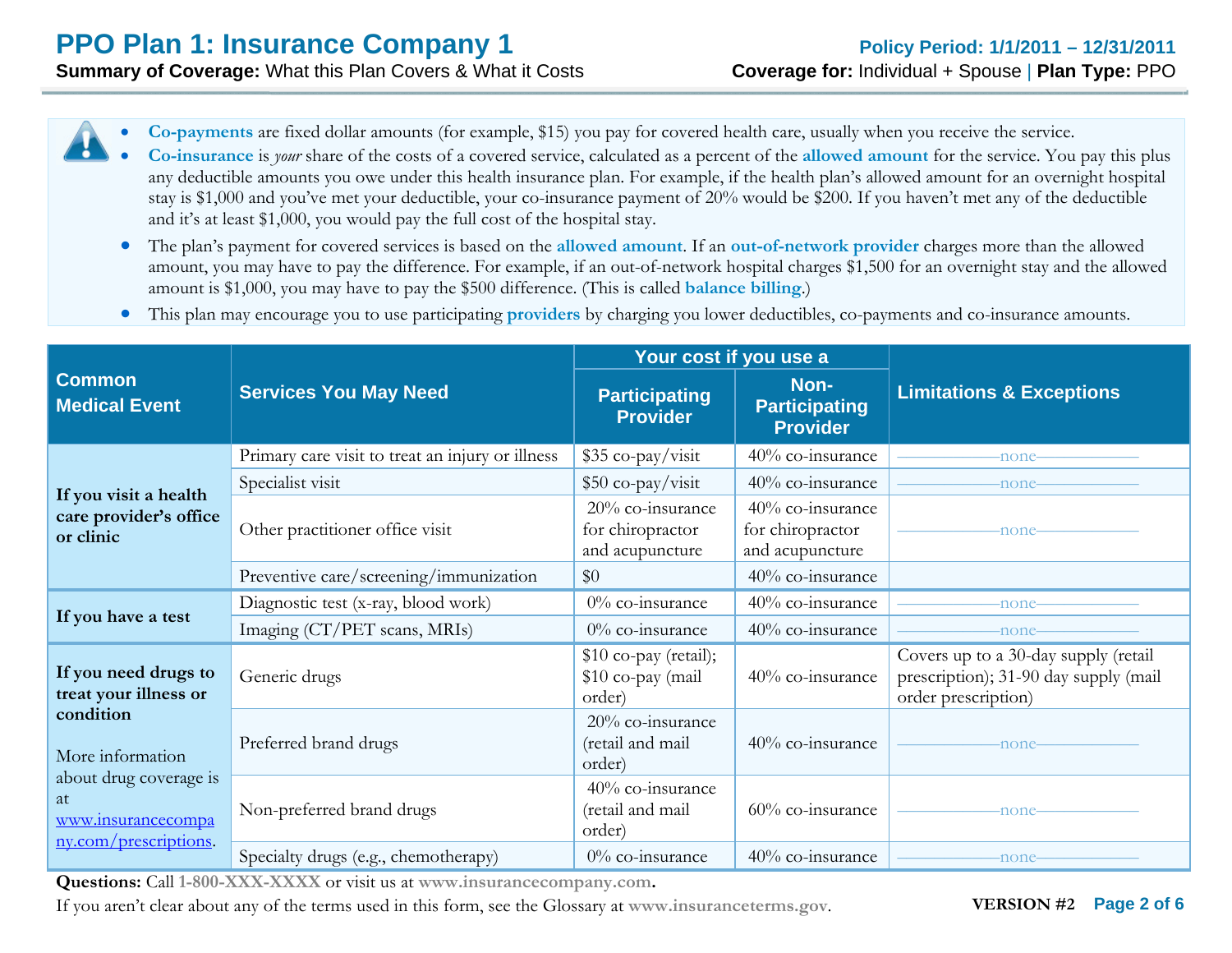# PPO Plan 1: Insurance Company 1

**Summary of Coverage:** What this Plan Covers & What it Costs

**Policy Period: 1/1/2011 – 12/31/2011**

**Coverage for:** Individual + Spouse | **Plan Type:** PPO

- **Co-payments** are fixed dollar amounts (for example, $15) you pay for covered health care, usually when you receive the service.
- **Co-insurance** is *your* share of the costs of a covered service, calculated as a percent of the **allowed amount** for the service. You pay this plus any deductible amounts you owe under this health insurance plan. For example, if the health plan's allowed amount for an overnight hospital stay is $1,000 and you've met your deductible, your co-insurance payment of 20% would be $200. If you haven't met any of the deductible and it's at least $1,000, you would pay the full cost of the hospital stay.
- The plan's payment for covered services is based on the **allowed amount**. If an **out-of-network provider** charges more than the allowed amount, you may have to pay the difference. For example, if an out-of-network hospital charges $1,500 for an overnight stay and the allowed amount is $1,000, you may have to pay the $500 difference. (This is called **balance billing**.)
- This plan may encourage you to use participating **providers** by charging you lower deductibles, co-payments and co-insurance amounts.

| Common Medical Event | Services You May Need | Your cost if you use a Participating Provider | Your cost if you use a Non-Participating Provider | Limitations & Exceptions |
|---|---|---|---|---|
| **If you visit a health care provider's office or clinic** | Primary care visit to treat an injury or illness | $35 co-pay/visit | 40% co-insurance | none |
| | Specialist visit | $50 co-pay/visit | 40% co-insurance | none |
| | Other practitioner office visit | 20% co-insurance for chiropractor and acupuncture | 40% co-insurance for chiropractor and acupuncture | none |
| | Preventive care/screening/immunization | $0 | 40% co-insurance | |
| **If you have a test** | Diagnostic test (x-ray, blood work) | 0% co-insurance | 40% co-insurance | none |
| | Imaging (CT/PET scans, MRIs) | 0% co-insurance | 40% co-insurance | none |
| **If you need drugs to treat your illness or condition** More information about drug coverage is at www.insurancecompany.com/prescriptions. | Generic drugs | $10 co-pay (retail); $10 co-pay (mail order) | 40% co-insurance | Covers up to a 30-day supply (retail prescription); 31-90 day supply (mail order prescription) |
| | Preferred brand drugs | 20% co-insurance (retail and mail order) | 40% co-insurance | none |
| | Non-preferred brand drugs | 40% co-insurance (retail and mail order) | 60% co-insurance | none |
| | Specialty drugs (e.g., chemotherapy) | 0% co-insurance | 40% co-insurance | none |

**Questions:** Call **1-800-XXX-XXXX** or visit us at **www.insurancecompany.com.**

If you aren't clear about any of the terms used in this form, see the Glossary at **www.insuranceterms.gov**.

**VERSION #2**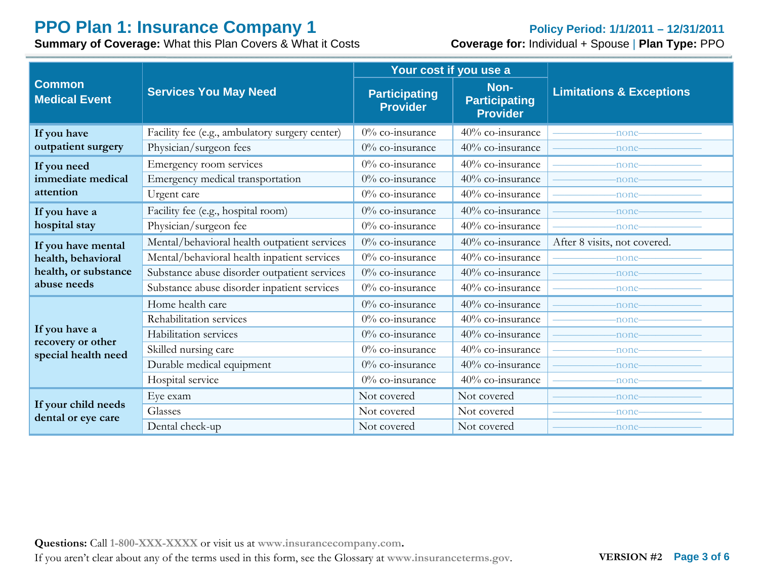# PPO Plan 1: Insurance Company 1

**Policy Period: 1/1/2011 – 12/31/2011**

**Summary of Coverage:** What this Plan Covers & What it Costs

**Coverage for:** Individual + Spouse | **Plan Type:** PPO

| Common Medical Event | Services You May Need | Your cost if you use a Participating Provider | Your cost if you use a Non-Participating Provider | Limitations & Exceptions |
|---|---|---|---|---|
| **If you have outpatient surgery** | Facility fee (e.g., ambulatory surgery center) | 0% co-insurance | 40% co-insurance | none |
| | Physician/surgeon fees | 0% co-insurance | 40% co-insurance | none |
| **If you need immediate medical attention** | Emergency room services | 0% co-insurance | 40% co-insurance | none |
| | Emergency medical transportation | 0% co-insurance | 40% co-insurance | none |
| | Urgent care | 0% co-insurance | 40% co-insurance | none |
| **If you have a hospital stay** | Facility fee (e.g., hospital room) | 0% co-insurance | 40% co-insurance | none |
| | Physician/surgeon fee | 0% co-insurance | 40% co-insurance | none |
| **If you have mental health, behavioral health, or substance abuse needs** | Mental/behavioral health outpatient services | 0% co-insurance | 40% co-insurance | After 8 visits, not covered. |
| | Mental/behavioral health inpatient services | 0% co-insurance | 40% co-insurance | none |
| | Substance abuse disorder outpatient services | 0% co-insurance | 40% co-insurance | none |
| | Substance abuse disorder inpatient services | 0% co-insurance | 40% co-insurance | none |
| **If you have a recovery or other special health need** | Home health care | 0% co-insurance | 40% co-insurance | none |
| | Rehabilitation services | 0% co-insurance | 40% co-insurance | none |
| | Habilitation services | 0% co-insurance | 40% co-insurance | none |
| | Skilled nursing care | 0% co-insurance | 40% co-insurance | none |
| | Durable medical equipment | 0% co-insurance | 40% co-insurance | none |
| | Hospital service | 0% co-insurance | 40% co-insurance | none |
| **If your child needs dental or eye care** | Eye exam | Not covered | Not covered | none |
| | Glasses | Not covered | Not covered | none |
| | Dental check-up | Not covered | Not covered | none |

**Questions:** Call **1-800-XXX-XXXX** or visit us at **www.insurancecompany.com**.
If you aren't clear about any of the terms used in this form, see the Glossary at **www.insuranceterms.gov**.

**VERSION #2**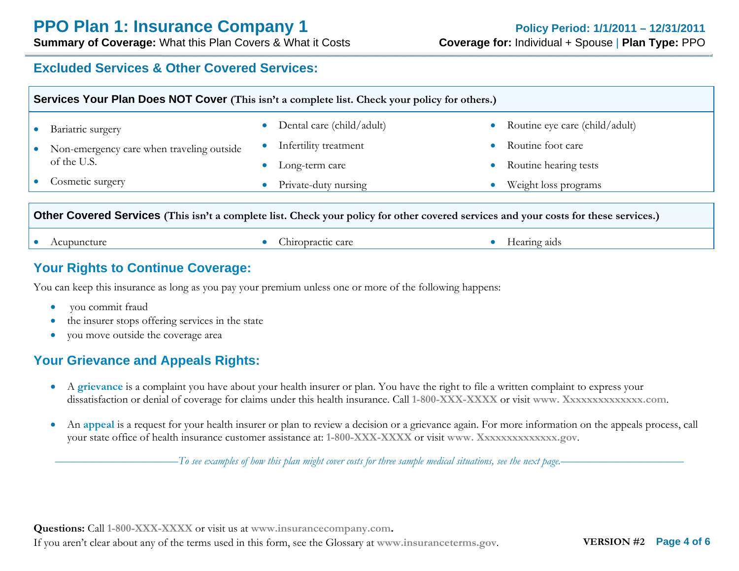## Excluded Services & Other Covered Services:

**Services Your Plan Does NOT Cover (This isn't a complete list. Check your policy for others.)**

- Bariatric surgery
- Non-emergency care when traveling outside of the U.S.
- Cosmetic surgery
- Dental care (child/adult)
- Infertility treatment
- Long-term care
- Private-duty nursing
- Routine eye care (child/adult)
- Routine foot care
- Routine hearing tests
- Weight loss programs

**Other Covered Services (This isn't a complete list. Check your policy for other covered services and your costs for these services.)**

- Acupuncture
- Chiropractic care
- Hearing aids

## Your Rights to Continue Coverage:

You can keep this insurance as long as you pay your premium unless one or more of the following happens:

- you commit fraud
- the insurer stops offering services in the state
- you move outside the coverage area

## Your Grievance and Appeals Rights:

- A **grievance** is a complaint you have about your health insurer or plan. You have the right to file a written complaint to express your dissatisfaction or denial of coverage for claims under this health insurance. Call **1-800-XXX-XXXX** or visit **www. Xxxxxxxxxxxxxx.com**.

- An **appeal** is a request for your health insurer or plan to review a decision or a grievance again. For more information on the appeals process, call your state office of health insurance customer assistance at: **1-800-XXX-XXXX** or visit **www. Xxxxxxxxxxxxxx.gov**.

*To see examples of how this plan might cover costs for three sample medical situations, see the next page.*

**Questions:** Call **1-800-XXX-XXXX** or visit us at **www.insurancecompany.com**.
If you aren't clear about any of the terms used in this form, see the Glossary at **www.insuranceterms.gov**.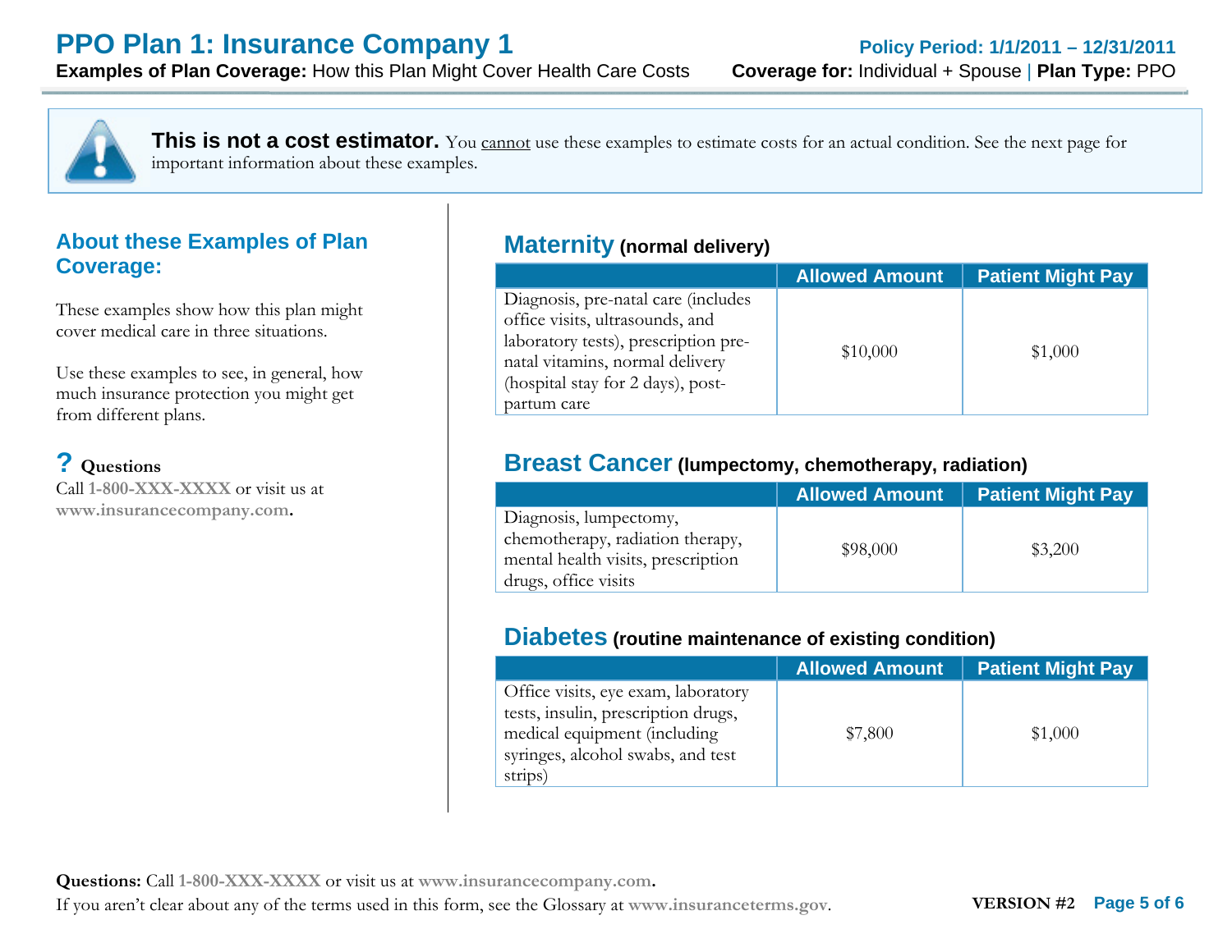# PPO Plan 1: Insurance Company 1

**Policy Period: 1/1/2011 – 12/31/2011**

**Examples of Plan Coverage:** How this Plan Might Cover Health Care Costs

**Coverage for:** Individual + Spouse | **Plan Type:** PPO

**This is not a cost estimator.** You cannot use these examples to estimate costs for an actual condition. See the next page for important information about these examples.

## About these Examples of Plan Coverage:

These examples show how this plan might cover medical care in three situations.

Use these examples to see, in general, how much insurance protection you might get from different plans.

**? Questions**
Call **1-800-XXX-XXXX** or visit us at **www.insurancecompany.com**.

## Maternity (normal delivery)

| | Allowed Amount | Patient Might Pay |
|---|---|---|
| Diagnosis, pre-natal care (includes office visits, ultrasounds, and laboratory tests), prescription pre-natal vitamins, normal delivery (hospital stay for 2 days), post-partum care | $10,000 | $1,000 |

## Breast Cancer (lumpectomy, chemotherapy, radiation)

| | Allowed Amount | Patient Might Pay |
|---|---|---|
| Diagnosis, lumpectomy, chemotherapy, radiation therapy, mental health visits, prescription drugs, office visits | $98,000 | $3,200 |

## Diabetes (routine maintenance of existing condition)

| | Allowed Amount | Patient Might Pay |
|---|---|---|
| Office visits, eye exam, laboratory tests, insulin, prescription drugs, medical equipment (including syringes, alcohol swabs, and test strips) | $7,800 | $1,000 |

**Questions:** Call **1-800-XXX-XXXX** or visit us at **www.insurancecompany.com**.
If you aren't clear about any of the terms used in this form, see the Glossary at **www.insuranceterms.gov**.

VERSION #2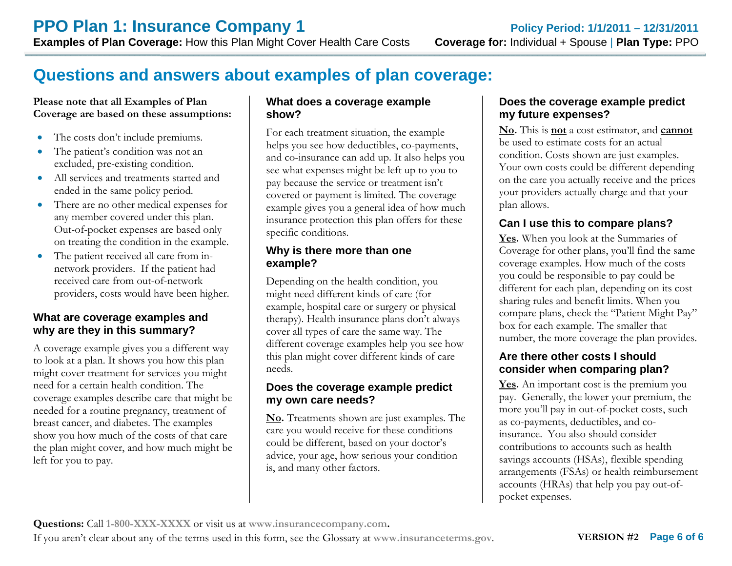# Questions and answers about examples of plan coverage:

**Please note that all Examples of Plan Coverage are based on these assumptions:**

- The costs don't include premiums.
- The patient's condition was not an excluded, pre-existing condition.
- All services and treatments started and ended in the same policy period.
- There are no other medical expenses for any member covered under this plan. Out-of-pocket expenses are based only on treating the condition in the example.
- The patient received all care from in-network providers. If the patient had received care from out-of-network providers, costs would have been higher.

## What are coverage examples and why are they in this summary?

A coverage example gives you a different way to look at a plan. It shows you how this plan might cover treatment for services you might need for a certain health condition. The coverage examples describe care that might be needed for a routine pregnancy, treatment of breast cancer, and diabetes. The examples show you how much of the costs of that care the plan might cover, and how much might be left for you to pay.

## What does a coverage example show?

For each treatment situation, the example helps you see how deductibles, co-payments, and co-insurance can add up. It also helps you see what expenses might be left up to you to pay because the service or treatment isn't covered or payment is limited. The coverage example gives you a general idea of how much insurance protection this plan offers for these specific conditions.

## Why is there more than one example?

Depending on the health condition, you might need different kinds of care (for example, hospital care or surgery or physical therapy). Health insurance plans don't always cover all types of care the same way. The different coverage examples help you see how this plan might cover different kinds of care needs.

## Does the coverage example predict my own care needs?

**No.** Treatments shown are just examples. The care you would receive for these conditions could be different, based on your doctor's advice, your age, how serious your condition is, and many other factors.

## Does the coverage example predict my future expenses?

**No.** This is **not** a cost estimator, and **cannot** be used to estimate costs for an actual condition. Costs shown are just examples. Your own costs could be different depending on the care you actually receive and the prices your providers actually charge and that your plan allows.

## Can I use this to compare plans?

**Yes.** When you look at the Summaries of Coverage for other plans, you'll find the same coverage examples. How much of the costs you could be responsible to pay could be different for each plan, depending on its cost sharing rules and benefit limits. When you compare plans, check the "Patient Might Pay" box for each example. The smaller that number, the more coverage the plan provides.

## Are there other costs I should consider when comparing plan?

**Yes.** An important cost is the premium you pay. Generally, the lower your premium, the more you'll pay in out-of-pocket costs, such as co-payments, deductibles, and co-insurance. You also should consider contributions to accounts such as health savings accounts (HSAs), flexible spending arrangements (FSAs) or health reimbursement accounts (HRAs) that help you pay out-of-pocket expenses.

**Questions:** Call **1-800-XXX-XXXX** or visit us at **www.insurancecompany.com**.
If you aren't clear about any of the terms used in this form, see the Glossary at **www.insuranceterms.gov**.

**VERSION #2**